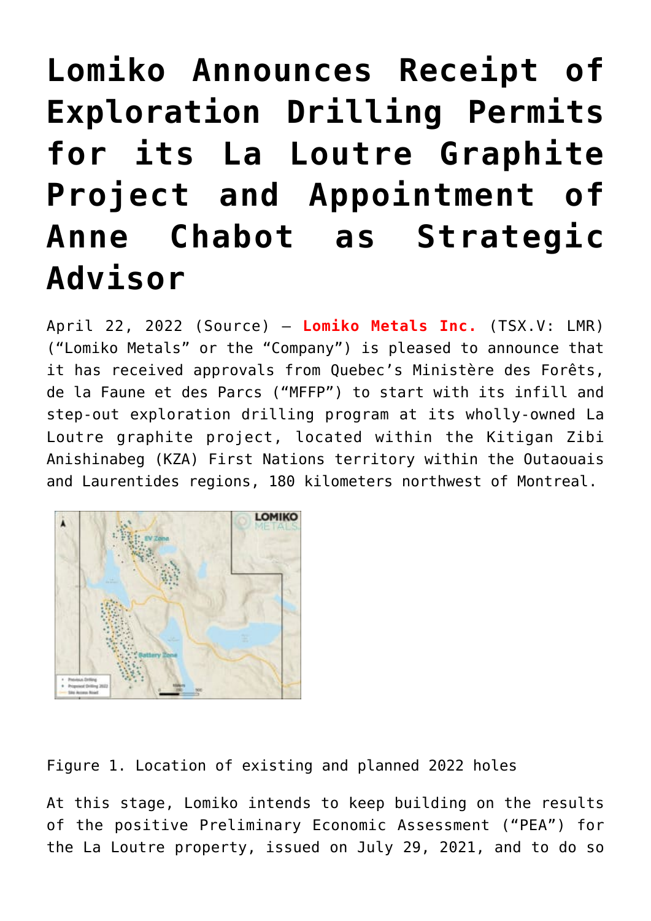# Lomiko Announces Receipt of Exploration Drilling Permits for its La Loutre Graphite Project and Appointment of Anne Chabot as Strategic Advisor

April 22, 2022 (Source) — **Lomiko Metals Inc.** (TSX.V: LMR) ("Lomiko Metals" or the "Company") is pleased to announce that it has received approvals from Quebec's Ministère des Forêts, de la Faune et des Parcs ("MFFP") to start with its infill and step-out exploration drilling program at its wholly-owned La Loutre graphite project, located within the Kitigan Zibi Anishinabeg (KZA) First Nations territory within the Outaouais and Laurentides regions, 180 kilometers northwest of Montreal.

Figure 1. Location of existing and planned 2022 holes

At this stage, Lomiko intends to keep building on the results of the positive Preliminary Economic Assessment ("PEA") for the La Loutre property, issued on July 29, 2021, and to do so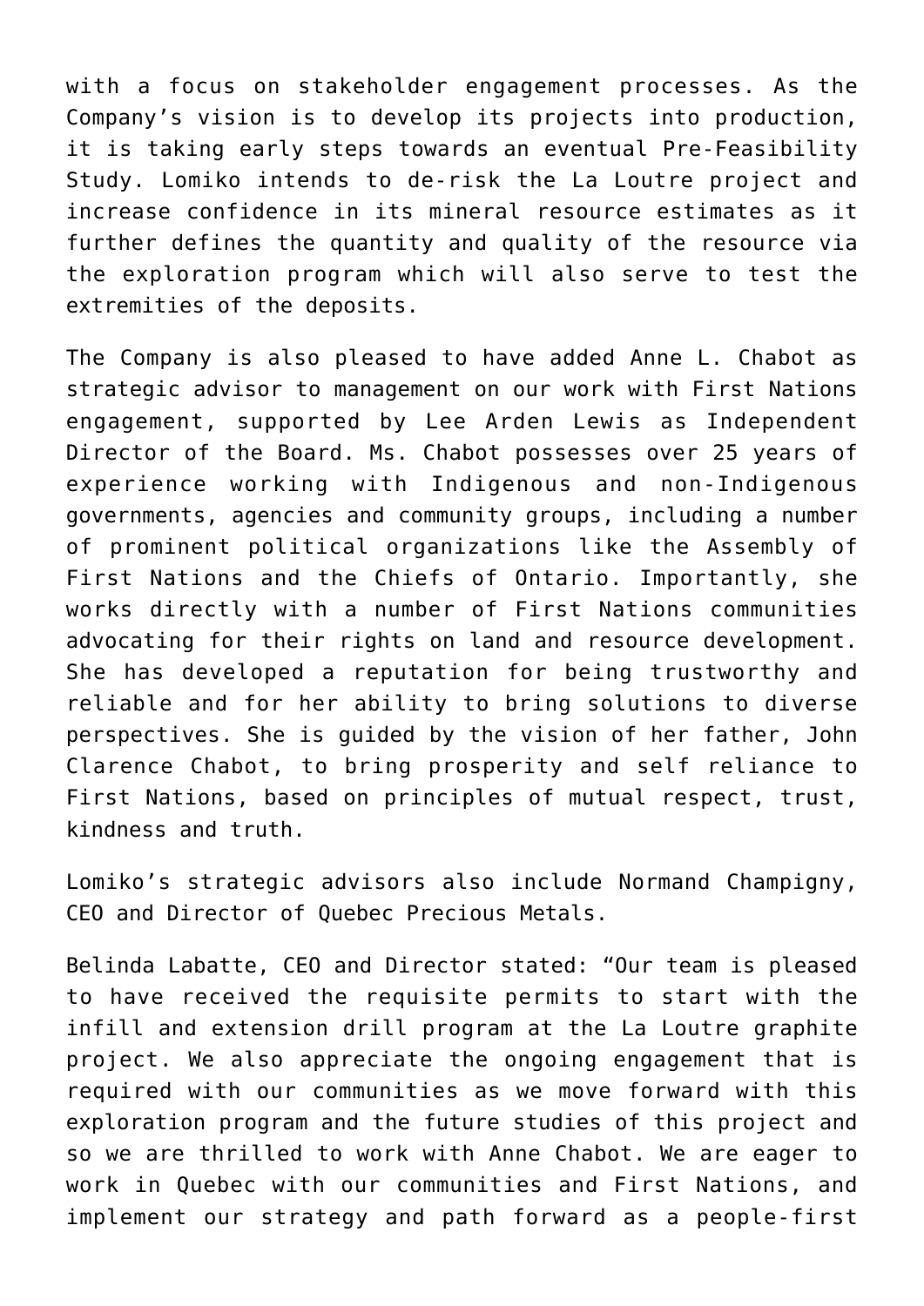with a focus on stakeholder engagement processes. As the Company's vision is to develop its projects into production, it is taking early steps towards an eventual Pre-Feasibility Study. Lomiko intends to de-risk the La Loutre project and increase confidence in its mineral resource estimates as it further defines the quantity and quality of the resource via the exploration program which will also serve to test the extremities of the deposits.

The Company is also pleased to have added Anne L. Chabot as strategic advisor to management on our work with First Nations engagement, supported by Lee Arden Lewis as Independent Director of the Board. Ms. Chabot possesses over 25 years of experience working with Indigenous and non-Indigenous governments, agencies and community groups, including a number of prominent political organizations like the Assembly of First Nations and the Chiefs of Ontario. Importantly, she works directly with a number of First Nations communities advocating for their rights on land and resource development. She has developed a reputation for being trustworthy and reliable and for her ability to bring solutions to diverse perspectives. She is guided by the vision of her father, John Clarence Chabot, to bring prosperity and self reliance to First Nations, based on principles of mutual respect, trust, kindness and truth.

Lomiko's strategic advisors also include Normand Champigny, CEO and Director of Quebec Precious Metals.

Belinda Labatte, CEO and Director stated: "Our team is pleased to have received the requisite permits to start with the infill and extension drill program at the La Loutre graphite project. We also appreciate the ongoing engagement that is required with our communities as we move forward with this exploration program and the future studies of this project and so we are thrilled to work with Anne Chabot. We are eager to work in Quebec with our communities and First Nations, and implement our strategy and path forward as a people-first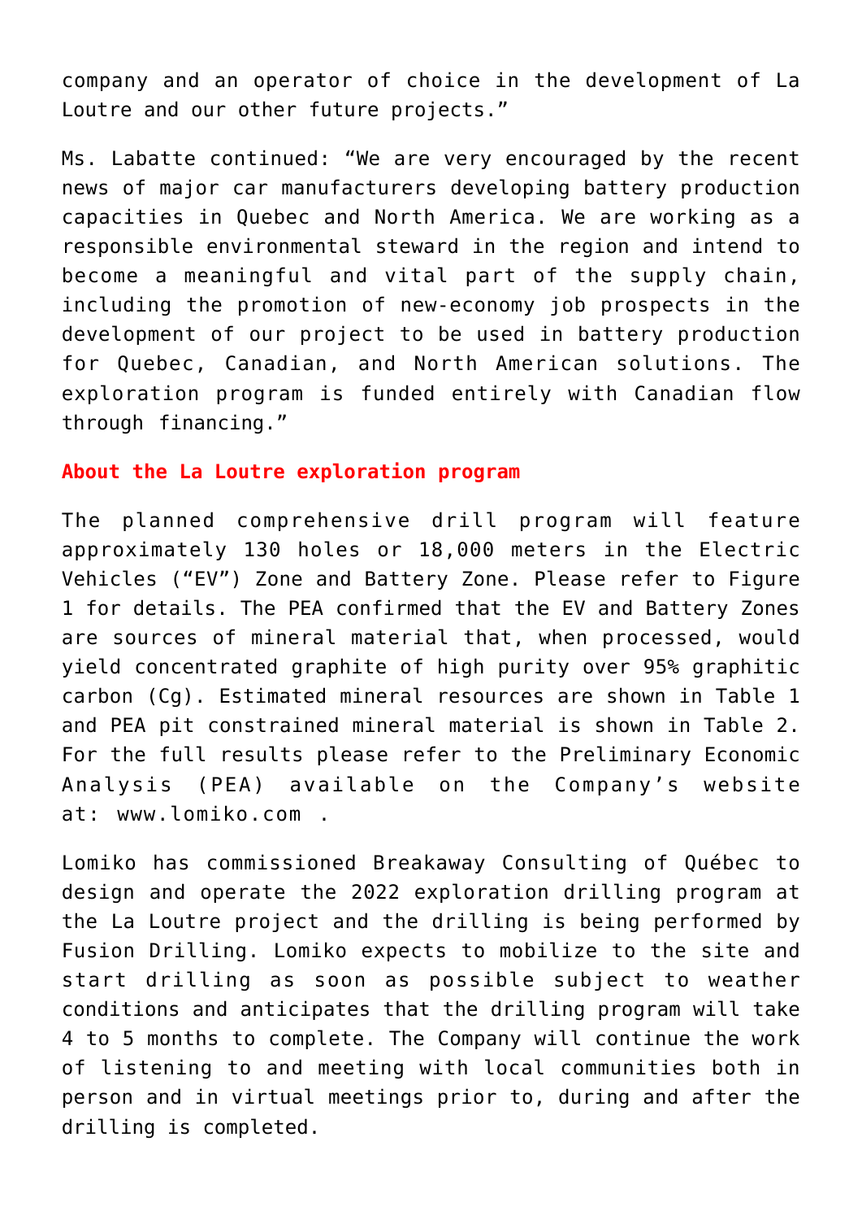company and an operator of choice in the development of La Loutre and our other future projects."

Ms. Labatte continued: "We are very encouraged by the recent news of major car manufacturers developing battery production capacities in Quebec and North America. We are working as a responsible environmental steward in the region and intend to become a meaningful and vital part of the supply chain, including the promotion of new-economy job prospects in the development of our project to be used in battery production for Quebec, Canadian, and North American solutions. The exploration program is funded entirely with Canadian flow through financing."

**About the La Loutre exploration program**

The planned comprehensive drill program will feature approximately 130 holes or 18,000 meters in the Electric Vehicles ("EV") Zone and Battery Zone. Please refer to Figure 1 for details. The PEA confirmed that the EV and Battery Zones are sources of mineral material that, when processed, would yield concentrated graphite of high purity over 95% graphitic carbon (Cg). Estimated mineral resources are shown in Table 1 and PEA pit constrained mineral material is shown in Table 2. For the full results please refer to the Preliminary Economic Analysis (PEA) available on the Company's website at: www.lomiko.com .

Lomiko has commissioned Breakaway Consulting of Québec to design and operate the 2022 exploration drilling program at the La Loutre project and the drilling is being performed by Fusion Drilling. Lomiko expects to mobilize to the site and start drilling as soon as possible subject to weather conditions and anticipates that the drilling program will take 4 to 5 months to complete. The Company will continue the work of listening to and meeting with local communities both in person and in virtual meetings prior to, during and after the drilling is completed.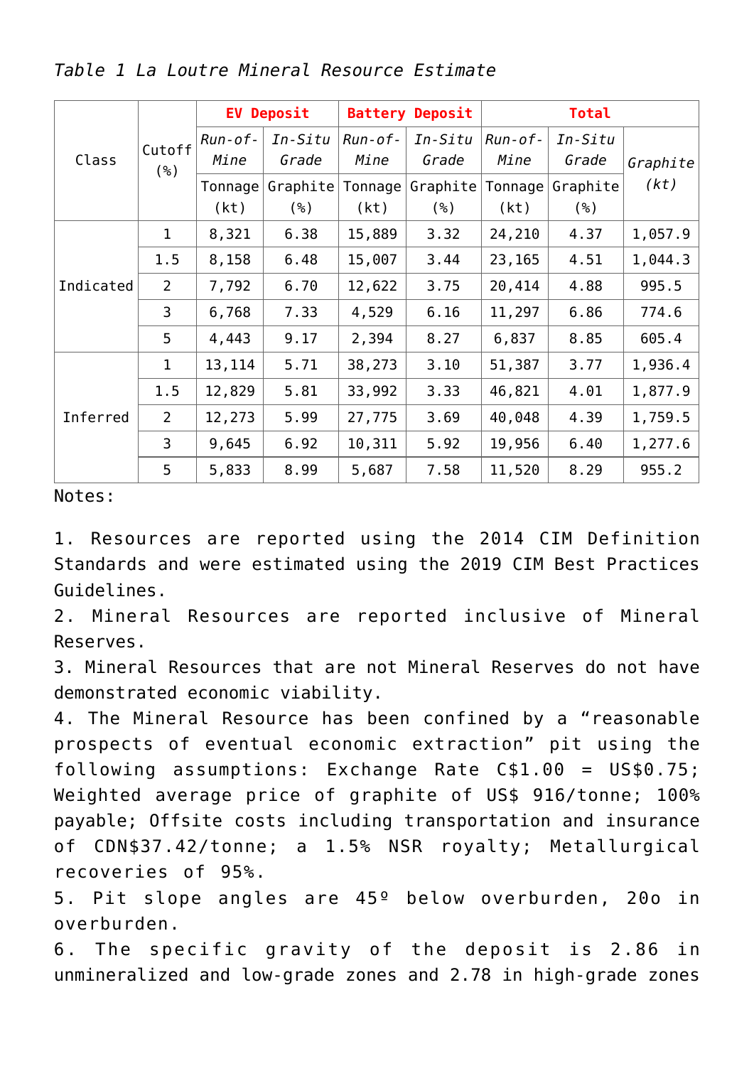*Table 1 La Loutre Mineral Resource Estimate*

| Class | Cutoff (%) | EV Deposit | | Battery Deposit | | Total | | |
|---|---|---|---|---|---|---|---|---|
| | | *Run-of-Mine* | *In-Situ Grade* | *Run-of-Mine* | *In-Situ Grade* | *Run-of-Mine* | *In-Situ Grade* | *Graphite (kt)* |
| | | Tonnage (kt) | Graphite (%) | Tonnage (kt) | Graphite (%) | Tonnage (kt) | Graphite (%) | |
| Indicated | 1 | 8,321 | 6.38 | 15,889 | 3.32 | 24,210 | 4.37 | 1,057.9 |
| | 1.5 | 8,158 | 6.48 | 15,007 | 3.44 | 23,165 | 4.51 | 1,044.3 |
| | 2 | 7,792 | 6.70 | 12,622 | 3.75 | 20,414 | 4.88 | 995.5 |
| | 3 | 6,768 | 7.33 | 4,529 | 6.16 | 11,297 | 6.86 | 774.6 |
| | 5 | 4,443 | 9.17 | 2,394 | 8.27 | 6,837 | 8.85 | 605.4 |
| Inferred | 1 | 13,114 | 5.71 | 38,273 | 3.10 | 51,387 | 3.77 | 1,936.4 |
| | 1.5 | 12,829 | 5.81 | 33,992 | 3.33 | 46,821 | 4.01 | 1,877.9 |
| | 2 | 12,273 | 5.99 | 27,775 | 3.69 | 40,048 | 4.39 | 1,759.5 |
| | 3 | 9,645 | 6.92 | 10,311 | 5.92 | 19,956 | 6.40 | 1,277.6 |
| | 5 | 5,833 | 8.99 | 5,687 | 7.58 | 11,520 | 8.29 | 955.2 |

Notes:

1. Resources are reported using the 2014 CIM Definition Standards and were estimated using the 2019 CIM Best Practices Guidelines.
2. Mineral Resources are reported inclusive of Mineral Reserves.
3. Mineral Resources that are not Mineral Reserves do not have demonstrated economic viability.
4. The Mineral Resource has been confined by a "reasonable prospects of eventual economic extraction" pit using the following assumptions: Exchange Rate C$1.00 = US$0.75; Weighted average price of graphite of US$ 916/tonne; 100% payable; Offsite costs including transportation and insurance of CDN$37.42/tonne; a 1.5% NSR royalty; Metallurgical recoveries of 95%.
5. Pit slope angles are 45º below overburden, 20o in overburden.
6. The specific gravity of the deposit is 2.86 in unmineralized and low-grade zones and 2.78 in high-grade zones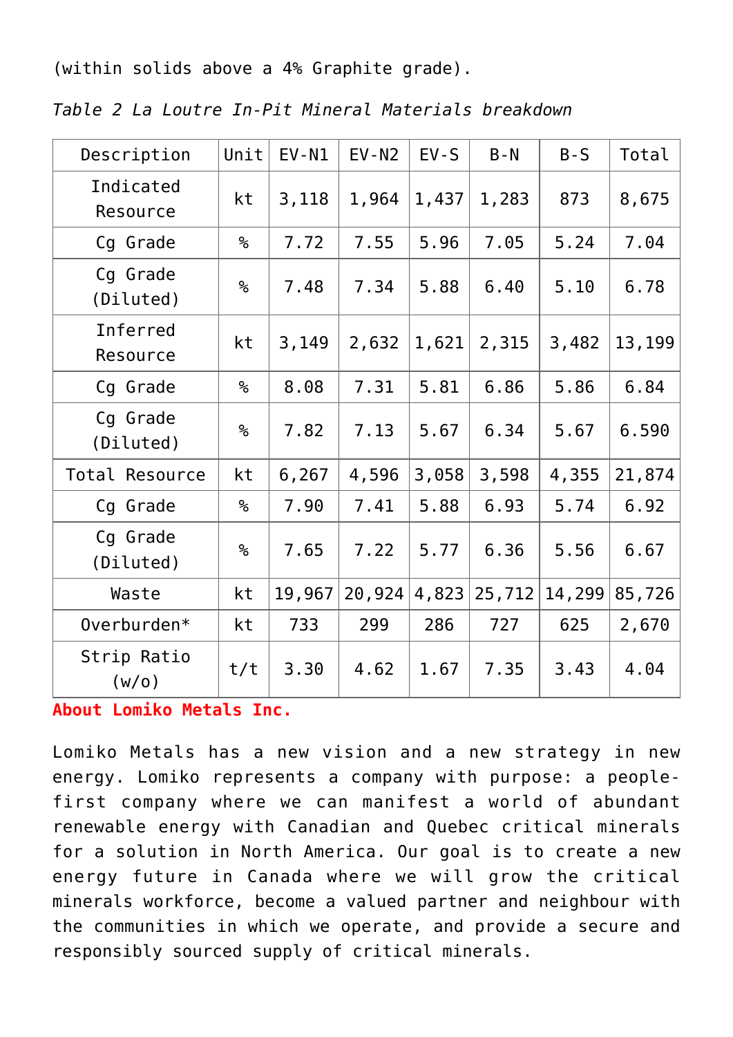(within solids above a 4% Graphite grade).

*Table 2 La Loutre In-Pit Mineral Materials breakdown*

| Description | Unit | EV-N1 | EV-N2 | EV-S | B-N | B-S | Total |
|---|---|---|---|---|---|---|---|
| Indicated Resource | kt | 3,118 | 1,964 | 1,437 | 1,283 | 873 | 8,675 |
| Cg Grade | % | 7.72 | 7.55 | 5.96 | 7.05 | 5.24 | 7.04 |
| Cg Grade (Diluted) | % | 7.48 | 7.34 | 5.88 | 6.40 | 5.10 | 6.78 |
| Inferred Resource | kt | 3,149 | 2,632 | 1,621 | 2,315 | 3,482 | 13,199 |
| Cg Grade | % | 8.08 | 7.31 | 5.81 | 6.86 | 5.86 | 6.84 |
| Cg Grade (Diluted) | % | 7.82 | 7.13 | 5.67 | 6.34 | 5.67 | 6.590 |
| Total Resource | kt | 6,267 | 4,596 | 3,058 | 3,598 | 4,355 | 21,874 |
| Cg Grade | % | 7.90 | 7.41 | 5.88 | 6.93 | 5.74 | 6.92 |
| Cg Grade (Diluted) | % | 7.65 | 7.22 | 5.77 | 6.36 | 5.56 | 6.67 |
| Waste | kt | 19,967 | 20,924 | 4,823 | 25,712 | 14,299 | 85,726 |
| Overburden* | kt | 733 | 299 | 286 | 727 | 625 | 2,670 |
| Strip Ratio (w/o) | t/t | 3.30 | 4.62 | 1.67 | 7.35 | 3.43 | 4.04 |

**About Lomiko Metals Inc.**

Lomiko Metals has a new vision and a new strategy in new energy. Lomiko represents a company with purpose: a people-first company where we can manifest a world of abundant renewable energy with Canadian and Quebec critical minerals for a solution in North America. Our goal is to create a new energy future in Canada where we will grow the critical minerals workforce, become a valued partner and neighbour with the communities in which we operate, and provide a secure and responsibly sourced supply of critical minerals.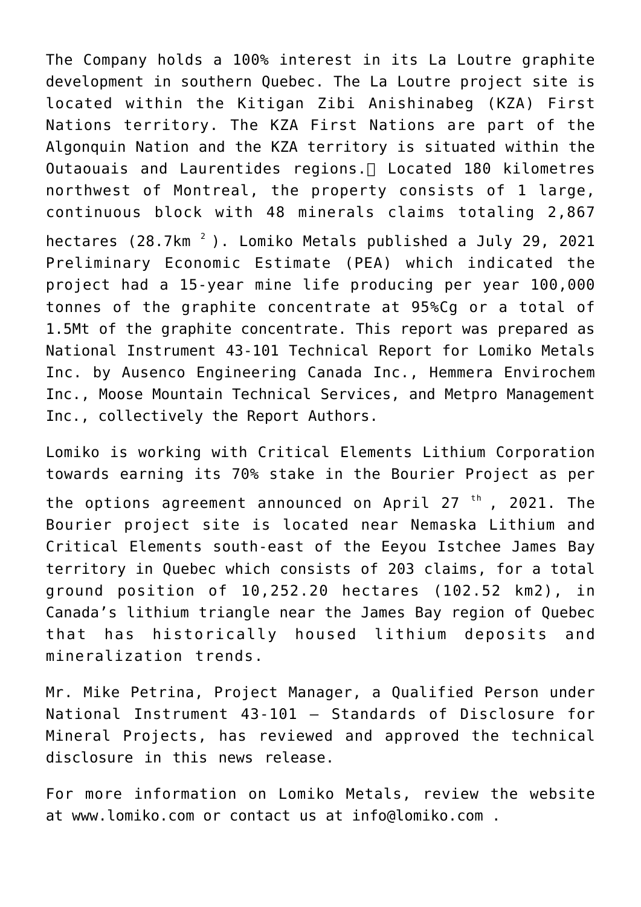The Company holds a 100% interest in its La Loutre graphite development in southern Quebec. The La Loutre project site is located within the Kitigan Zibi Anishinabeg (KZA) First Nations territory. The KZA First Nations are part of the Algonquin Nation and the KZA territory is situated within the Outaouais and Laurentides regions. Located 180 kilometres northwest of Montreal, the property consists of 1 large, continuous block with 48 minerals claims totaling 2,867 hectares (28.7km $^{2}$ ). Lomiko Metals published a July 29, 2021 Preliminary Economic Estimate (PEA) which indicated the project had a 15-year mine life producing per year 100,000 tonnes of the graphite concentrate at 95%Cg or a total of 1.5Mt of the graphite concentrate. This report was prepared as National Instrument 43-101 Technical Report for Lomiko Metals Inc. by Ausenco Engineering Canada Inc., Hemmera Envirochem Inc., Moose Mountain Technical Services, and Metpro Management Inc., collectively the Report Authors.

Lomiko is working with Critical Elements Lithium Corporation towards earning its 70% stake in the Bourier Project as per the options agreement announced on April 27 th , 2021. The Bourier project site is located near Nemaska Lithium and Critical Elements south-east of the Eeyou Istchee James Bay territory in Quebec which consists of 203 claims, for a total ground position of 10,252.20 hectares (102.52 km2), in Canada's lithium triangle near the James Bay region of Quebec that has historically housed lithium deposits and mineralization trends.

Mr. Mike Petrina, Project Manager, a Qualified Person under National Instrument 43-101 – Standards of Disclosure for Mineral Projects, has reviewed and approved the technical disclosure in this news release.

For more information on Lomiko Metals, review the website at www.lomiko.com or contact us at info@lomiko.com .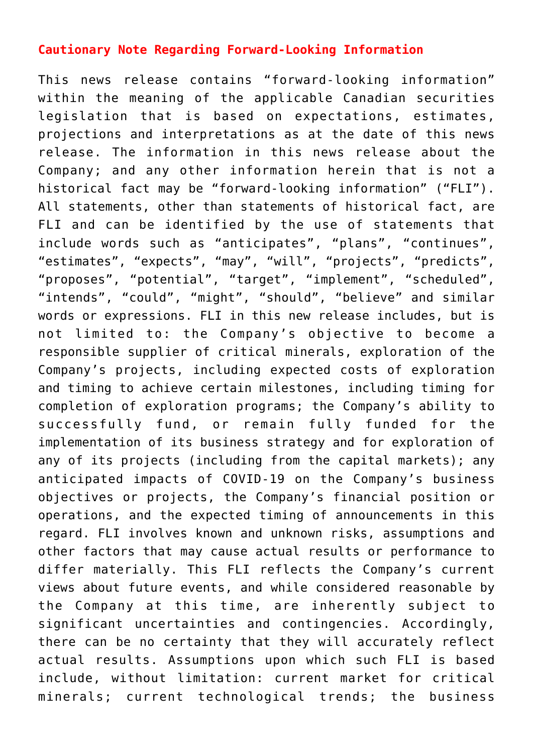**Cautionary Note Regarding Forward-Looking Information**

This news release contains "forward-looking information" within the meaning of the applicable Canadian securities legislation that is based on expectations, estimates, projections and interpretations as at the date of this news release. The information in this news release about the Company; and any other information herein that is not a historical fact may be "forward-looking information" ("FLI"). All statements, other than statements of historical fact, are FLI and can be identified by the use of statements that include words such as "anticipates", "plans", "continues", "estimates", "expects", "may", "will", "projects", "predicts", "proposes", "potential", "target", "implement", "scheduled", "intends", "could", "might", "should", "believe" and similar words or expressions. FLI in this new release includes, but is not limited to: the Company's objective to become a responsible supplier of critical minerals, exploration of the Company's projects, including expected costs of exploration and timing to achieve certain milestones, including timing for completion of exploration programs; the Company's ability to successfully fund, or remain fully funded for the implementation of its business strategy and for exploration of any of its projects (including from the capital markets); any anticipated impacts of COVID-19 on the Company's business objectives or projects, the Company's financial position or operations, and the expected timing of announcements in this regard. FLI involves known and unknown risks, assumptions and other factors that may cause actual results or performance to differ materially. This FLI reflects the Company's current views about future events, and while considered reasonable by the Company at this time, are inherently subject to significant uncertainties and contingencies. Accordingly, there can be no certainty that they will accurately reflect actual results. Assumptions upon which such FLI is based include, without limitation: current market for critical minerals; current technological trends; the business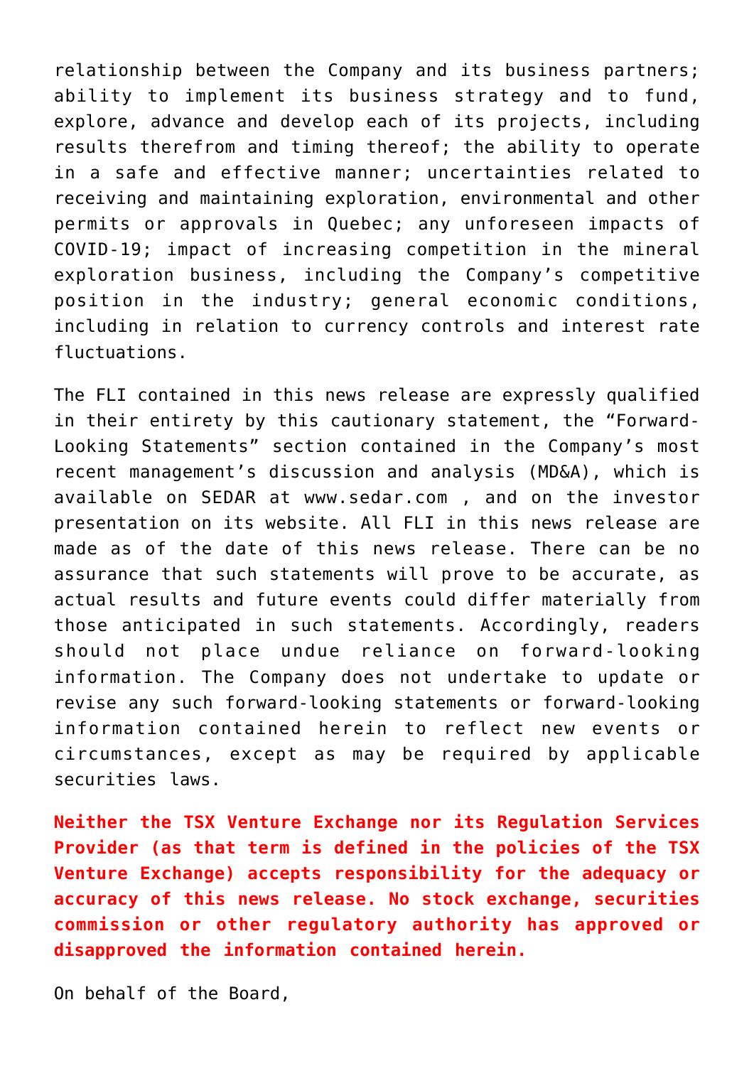relationship between the Company and its business partners; ability to implement its business strategy and to fund, explore, advance and develop each of its projects, including results therefrom and timing thereof; the ability to operate in a safe and effective manner; uncertainties related to receiving and maintaining exploration, environmental and other permits or approvals in Quebec; any unforeseen impacts of COVID-19; impact of increasing competition in the mineral exploration business, including the Company's competitive position in the industry; general economic conditions, including in relation to currency controls and interest rate fluctuations.

The FLI contained in this news release are expressly qualified in their entirety by this cautionary statement, the "Forward-Looking Statements" section contained in the Company's most recent management's discussion and analysis (MD&A), which is available on SEDAR at www.sedar.com , and on the investor presentation on its website. All FLI in this news release are made as of the date of this news release. There can be no assurance that such statements will prove to be accurate, as actual results and future events could differ materially from those anticipated in such statements. Accordingly, readers should not place undue reliance on forward-looking information. The Company does not undertake to update or revise any such forward-looking statements or forward-looking information contained herein to reflect new events or circumstances, except as may be required by applicable securities laws.

**Neither the TSX Venture Exchange nor its Regulation Services Provider (as that term is defined in the policies of the TSX Venture Exchange) accepts responsibility for the adequacy or accuracy of this news release. No stock exchange, securities commission or other regulatory authority has approved or disapproved the information contained herein.**

On behalf of the Board,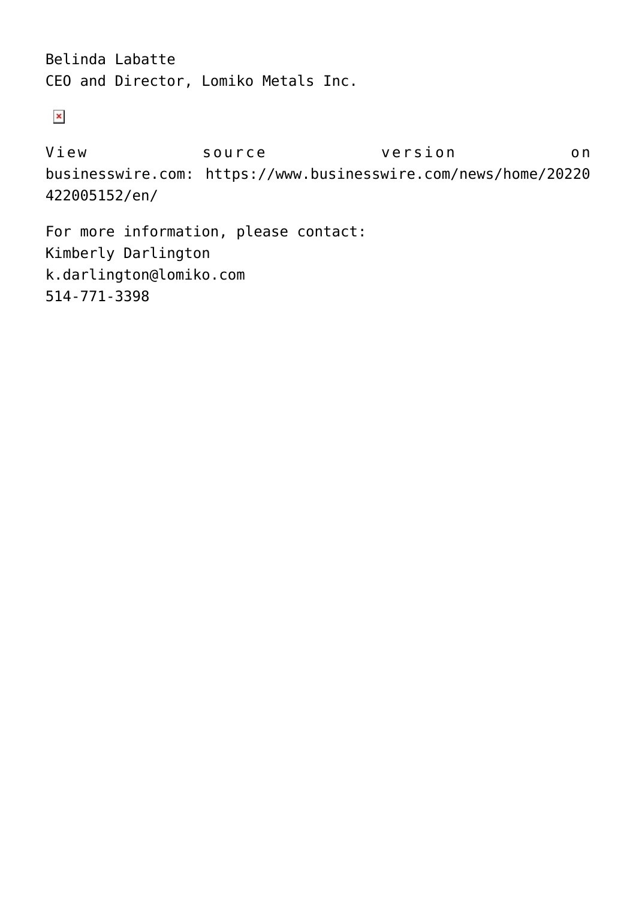Belinda Labatte
CEO and Director, Lomiko Metals Inc.

View source version on businesswire.com: https://www.businesswire.com/news/home/20220422005152/en/

For more information, please contact:
Kimberly Darlington
k.darlington@lomiko.com
514-771-3398